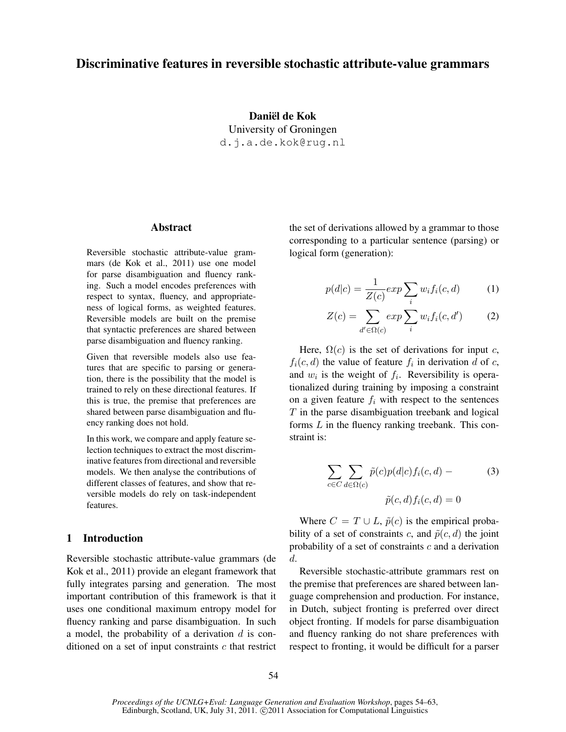# Discriminative features in reversible stochastic attribute-value grammars

**Daniël de Kok**
University of Groningen
d.j.a.de.kok@rug.nl

## Abstract

Reversible stochastic attribute-value grammars (de Kok et al., 2011) use one model for parse disambiguation and fluency ranking. Such a model encodes preferences with respect to syntax, fluency, and appropriateness of logical forms, as weighted features. Reversible models are built on the premise that syntactic preferences are shared between parse disambiguation and fluency ranking.

Given that reversible models also use features that are specific to parsing or generation, there is the possibility that the model is trained to rely on these directional features. If this is true, the premise that preferences are shared between parse disambiguation and fluency ranking does not hold.

In this work, we compare and apply feature selection techniques to extract the most discriminative features from directional and reversible models. We then analyse the contributions of different classes of features, and show that reversible models do rely on task-independent features.

## 1 Introduction

Reversible stochastic attribute-value grammars (de Kok et al., 2011) provide an elegant framework that fully integrates parsing and generation. The most important contribution of this framework is that it uses one conditional maximum entropy model for fluency ranking and parse disambiguation. In such a model, the probability of a derivation $d$ is conditioned on a set of input constraints $c$ that restrict the set of derivations allowed by a grammar to those corresponding to a particular sentence (parsing) or logical form (generation):

$$p(d|c) = \frac{1}{Z(c)} exp \sum_i w_i f_i(c, d) \tag{1}$$

$$Z(c) = \sum_{d' \in \Omega(c)} exp \sum_i w_i f_i(c, d') \tag{2}$$

Here, $\Omega(c)$ is the set of derivations for input $c$, $f_i(c, d)$ the value of feature $f_i$ in derivation $d$ of $c$, and $w_i$ is the weight of $f_i$. Reversibility is operationalized during training by imposing a constraint on a given feature $f_i$ with respect to the sentences $T$ in the parse disambiguation treebank and logical forms $L$ in the fluency ranking treebank. This constraint is:

$$\sum_{c \in C} \sum_{d \in \Omega(c)} \tilde{p}(c) p(d|c) f_i(c, d) - \tilde{p}(c, d) f_i(c, d) = 0 \tag{3}$$

Where $C = T \cup L$, $\tilde{p}(c)$ is the empirical probability of a set of constraints $c$, and $\tilde{p}(c, d)$ the joint probability of a set of constraints $c$ and a derivation $d$.

Reversible stochastic-attribute grammars rest on the premise that preferences are shared between language comprehension and production. For instance, in Dutch, subject fronting is preferred over direct object fronting. If models for parse disambiguation and fluency ranking do not share preferences with respect to fronting, it would be difficult for a parser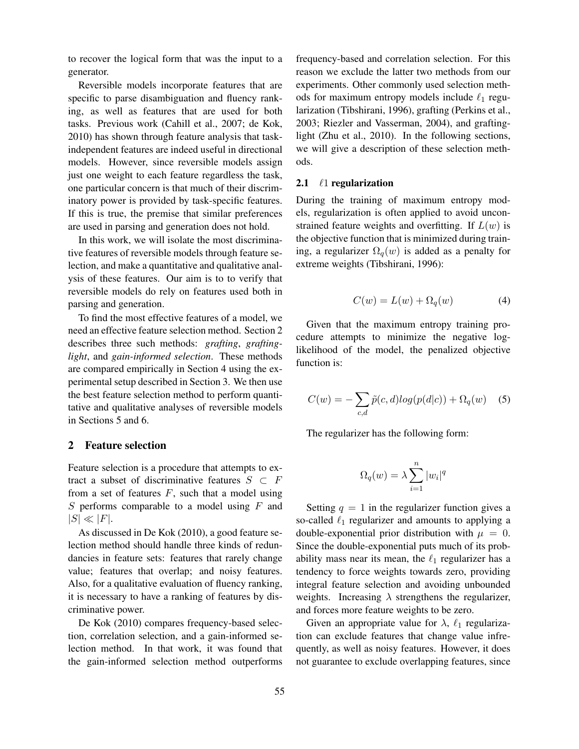to recover the logical form that was the input to a generator.

Reversible models incorporate features that are specific to parse disambiguation and fluency ranking, as well as features that are used for both tasks. Previous work (Cahill et al., 2007; de Kok, 2010) has shown through feature analysis that task-independent features are indeed useful in directional models. However, since reversible models assign just one weight to each feature regardless the task, one particular concern is that much of their discriminatory power is provided by task-specific features. If this is true, the premise that similar preferences are used in parsing and generation does not hold.

In this work, we will isolate the most discriminative features of reversible models through feature selection, and make a quantitative and qualitative analysis of these features. Our aim is to to verify that reversible models do rely on features used both in parsing and generation.

To find the most effective features of a model, we need an effective feature selection method. Section 2 describes three such methods: *grafting*, *grafting-light*, and *gain-informed selection*. These methods are compared empirically in Section 4 using the experimental setup described in Section 3. We then use the best feature selection method to perform quantitative and qualitative analyses of reversible models in Sections 5 and 6.

## 2 Feature selection

Feature selection is a procedure that attempts to extract a subset of discriminative features $S \subset F$ from a set of features $F$, such that a model using $S$ performs comparable to a model using $F$ and $|S| \ll |F|$.

As discussed in De Kok (2010), a good feature selection method should handle three kinds of redundancies in feature sets: features that rarely change value; features that overlap; and noisy features. Also, for a qualitative evaluation of fluency ranking, it is necessary to have a ranking of features by discriminative power.

De Kok (2010) compares frequency-based selection, correlation selection, and a gain-informed selection method. In that work, it was found that the gain-informed selection method outperforms frequency-based and correlation selection. For this reason we exclude the latter two methods from our experiments. Other commonly used selection methods for maximum entropy models include $\ell_1$ regularization (Tibshirani, 1996), grafting (Perkins et al., 2003; Riezler and Vasserman, 2004), and grafting-light (Zhu et al., 2010). In the following sections, we will give a description of these selection methods.

### 2.1 $\ell1$ regularization

During the training of maximum entropy models, regularization is often applied to avoid unconstrained feature weights and overfitting. If $L(w)$ is the objective function that is minimized during training, a regularizer $\Omega_q(w)$ is added as a penalty for extreme weights (Tibshirani, 1996):

$$C(w) = L(w) + \Omega_q(w) \quad (4)$$

Given that the maximum entropy training procedure attempts to minimize the negative log-likelihood of the model, the penalized objective function is:

$$C(w) = -\sum_{c,d} \tilde{p}(c,d) log(p(d|c)) + \Omega_q(w) \quad (5)$$

The regularizer has the following form:

$$\Omega_q(w) = \lambda \sum_{i=1}^{n} |w_i|^q$$

Setting $q = 1$ in the regularizer function gives a so-called $\ell_1$ regularizer and amounts to applying a double-exponential prior distribution with $\mu = 0$. Since the double-exponential puts much of its probability mass near its mean, the $\ell_1$ regularizer has a tendency to force weights towards zero, providing integral feature selection and avoiding unbounded weights. Increasing $\lambda$ strengthens the regularizer, and forces more feature weights to be zero.

Given an appropriate value for $\lambda$, $\ell_1$ regularization can exclude features that change value infrequently, as well as noisy features. However, it does not guarantee to exclude overlapping features, since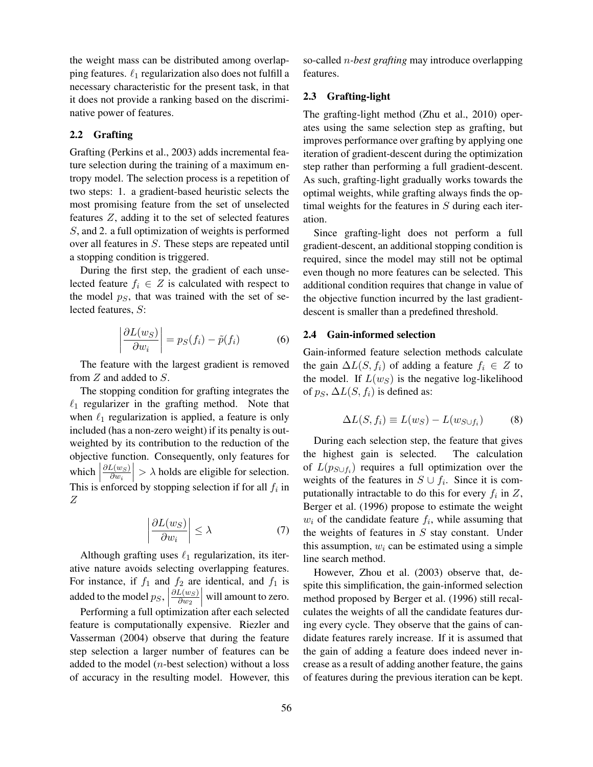the weight mass can be distributed among overlapping features. $\ell_1$ regularization also does not fulfill a necessary characteristic for the present task, in that it does not provide a ranking based on the discriminative power of features.

### 2.2 Grafting

Grafting (Perkins et al., 2003) adds incremental feature selection during the training of a maximum entropy model. The selection process is a repetition of two steps: 1. a gradient-based heuristic selects the most promising feature from the set of unselected features $Z$, adding it to the set of selected features $S$, and 2. a full optimization of weights is performed over all features in $S$. These steps are repeated until a stopping condition is triggered.

During the first step, the gradient of each unselected feature $f_i \in Z$ is calculated with respect to the model $p_S$, that was trained with the set of selected features, $S$:

$$\left|\frac{\partial L(w_S)}{\partial w_i}\right| = p_S(f_i) - \tilde{p}(f_i) \tag{6}$$

The feature with the largest gradient is removed from $Z$ and added to $S$.

The stopping condition for grafting integrates the $\ell_1$ regularizer in the grafting method. Note that when $\ell_1$ regularization is applied, a feature is only included (has a non-zero weight) if its penalty is outweighted by its contribution to the reduction of the objective function. Consequently, only features for which $\left|\frac{\partial L(w_S)}{\partial w_i}\right| > \lambda$ holds are eligible for selection. This is enforced by stopping selection if for all $f_i$ in $Z$

$$\left|\frac{\partial L(w_S)}{\partial w_i}\right| \leq \lambda \tag{7}$$

Although grafting uses $\ell_1$ regularization, its iterative nature avoids selecting overlapping features. For instance, if $f_1$ and $f_2$ are identical, and $f_1$ is added to the model $p_S$, $\left|\frac{\partial L(w_S)}{\partial w_2}\right|$ will amount to zero.

Performing a full optimization after each selected feature is computationally expensive. Riezler and Vasserman (2004) observe that during the feature step selection a larger number of features can be added to the model ($n$-best selection) without a loss of accuracy in the resulting model. However, this so-called *n-best grafting* may introduce overlapping features.

### 2.3 Grafting-light

The grafting-light method (Zhu et al., 2010) operates using the same selection step as grafting, but improves performance over grafting by applying one iteration of gradient-descent during the optimization step rather than performing a full gradient-descent. As such, grafting-light gradually works towards the optimal weights, while grafting always finds the optimal weights for the features in $S$ during each iteration.

Since grafting-light does not perform a full gradient-descent, an additional stopping condition is required, since the model may still not be optimal even though no more features can be selected. This additional condition requires that change in value of the objective function incurred by the last gradient-descent is smaller than a predefined threshold.

### 2.4 Gain-informed selection

Gain-informed feature selection methods calculate the gain $\Delta L(S, f_i)$ of adding a feature $f_i \in Z$ to the model. If $L(w_S)$ is the negative log-likelihood of $p_S$, $\Delta L(S, f_i)$ is defined as:

$$\Delta L(S, f_i) \equiv L(w_S) - L(w_{S \cup f_i}) \tag{8}$$

During each selection step, the feature that gives the highest gain is selected. The calculation of $L(p_{S \cup f_i})$ requires a full optimization over the weights of the features in $S \cup f_i$. Since it is computationally intractable to do this for every $f_i$ in $Z$, Berger et al. (1996) propose to estimate the weight $w_i$ of the candidate feature $f_i$, while assuming that the weights of features in $S$ stay constant. Under this assumption, $w_i$ can be estimated using a simple line search method.

However, Zhou et al. (2003) observe that, despite this simplification, the gain-informed selection method proposed by Berger et al. (1996) still recalculates the weights of all the candidate features during every cycle. They observe that the gains of candidate features rarely increase. If it is assumed that the gain of adding a feature does indeed never increase as a result of adding another feature, the gains of features during the previous iteration can be kept.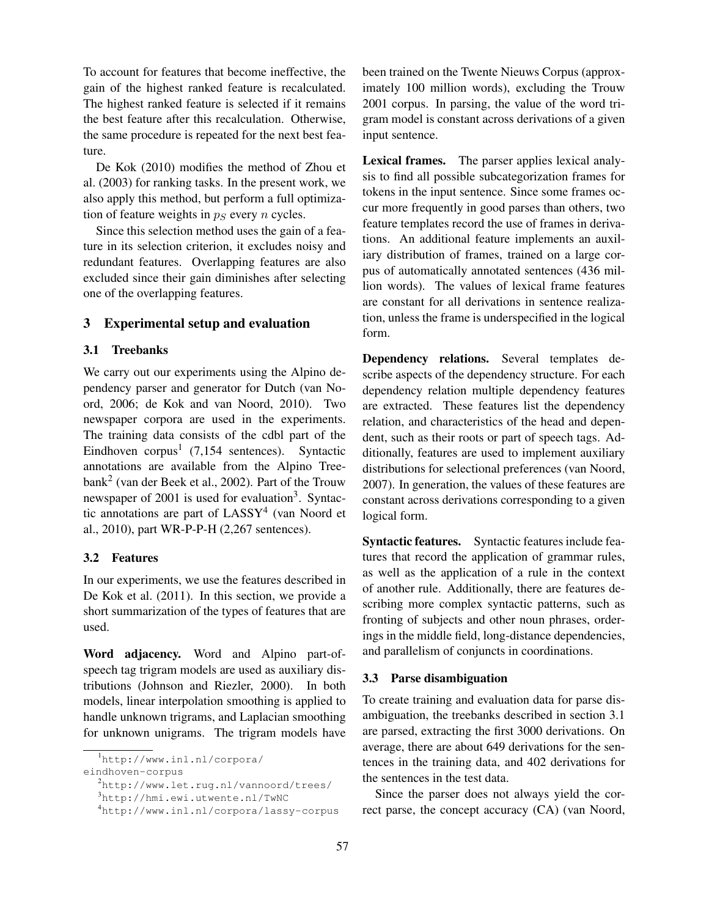To account for features that become ineffective, the gain of the highest ranked feature is recalculated. The highest ranked feature is selected if it remains the best feature after this recalculation. Otherwise, the same procedure is repeated for the next best feature.

De Kok (2010) modifies the method of Zhou et al. (2003) for ranking tasks. In the present work, we also apply this method, but perform a full optimization of feature weights in $p_S$ every $n$ cycles.

Since this selection method uses the gain of a feature in its selection criterion, it excludes noisy and redundant features. Overlapping features are also excluded since their gain diminishes after selecting one of the overlapping features.

## 3 Experimental setup and evaluation

### 3.1 Treebanks

We carry out our experiments using the Alpino dependency parser and generator for Dutch (van Noord, 2006; de Kok and van Noord, 2010). Two newspaper corpora are used in the experiments. The training data consists of the cdbl part of the Eindhoven corpus[1] (7,154 sentences). Syntactic annotations are available from the Alpino Treebank[2] (van der Beek et al., 2002). Part of the Trouw newspaper of 2001 is used for evaluation[3]. Syntactic annotations are part of LASSY[4] (van Noord et al., 2010), part WR-P-P-H (2,267 sentences).

### 3.2 Features

In our experiments, we use the features described in De Kok et al. (2011). In this section, we provide a short summarization of the types of features that are used.

**Word adjacency.** Word and Alpino part-of-speech tag trigram models are used as auxiliary distributions (Johnson and Riezler, 2000). In both models, linear interpolation smoothing is applied to handle unknown trigrams, and Laplacian smoothing for unknown unigrams. The trigram models have been trained on the Twente Nieuws Corpus (approximately 100 million words), excluding the Trouw 2001 corpus. In parsing, the value of the word trigram model is constant across derivations of a given input sentence.

**Lexical frames.** The parser applies lexical analysis to find all possible subcategorization frames for tokens in the input sentence. Since some frames occur more frequently in good parses than others, two feature templates record the use of frames in derivations. An additional feature implements an auxiliary distribution of frames, trained on a large corpus of automatically annotated sentences (436 million words). The values of lexical frame features are constant for all derivations in sentence realization, unless the frame is underspecified in the logical form.

**Dependency relations.** Several templates describe aspects of the dependency structure. For each dependency relation multiple dependency features are extracted. These features list the dependency relation, and characteristics of the head and dependent, such as their roots or part of speech tags. Additionally, features are used to implement auxiliary distributions for selectional preferences (van Noord, 2007). In generation, the values of these features are constant across derivations corresponding to a given logical form.

**Syntactic features.** Syntactic features include features that record the application of grammar rules, as well as the application of a rule in the context of another rule. Additionally, there are features describing more complex syntactic patterns, such as fronting of subjects and other noun phrases, orderings in the middle field, long-distance dependencies, and parallelism of conjuncts in coordinations.

### 3.3 Parse disambiguation

To create training and evaluation data for parse disambiguation, the treebanks described in section 3.1 are parsed, extracting the first 3000 derivations. On average, there are about 649 derivations for the sentences in the training data, and 402 derivations for the sentences in the test data.

Since the parser does not always yield the correct parse, the concept accuracy (CA) (van Noord,

[1] http://www.inl.nl/corpora/eindhoven-corpus

[2] http://www.let.rug.nl/vannoord/trees/

[3] http://hmi.ewi.utwente.nl/TwNC

[4] http://www.inl.nl/corpora/lassy-corpus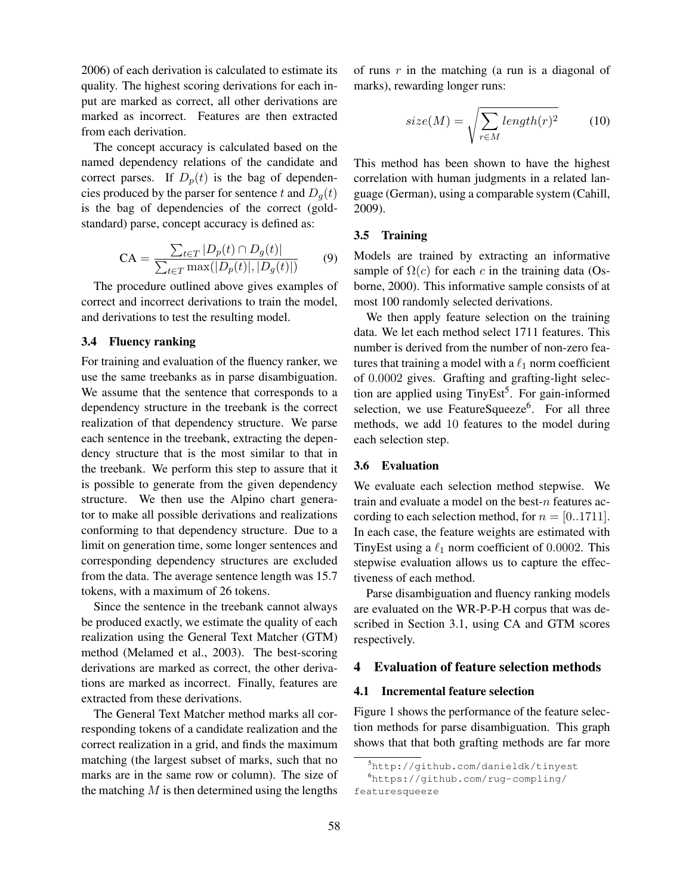2006) of each derivation is calculated to estimate its quality. The highest scoring derivations for each input are marked as correct, all other derivations are marked as incorrect. Features are then extracted from each derivation.

The concept accuracy is calculated based on the named dependency relations of the candidate and correct parses. If $D_p(t)$ is the bag of dependencies produced by the parser for sentence $t$ and $D_g(t)$ is the bag of dependencies of the correct (gold-standard) parse, concept accuracy is defined as:

$$\text{CA} = \frac{\sum_{t \in T} |D_p(t) \cap D_g(t)|}{\sum_{t \in T} \max(|D_p(t)|, |D_g(t)|)} \tag{9}$$

The procedure outlined above gives examples of correct and incorrect derivations to train the model, and derivations to test the resulting model.

### 3.4 Fluency ranking

For training and evaluation of the fluency ranker, we use the same treebanks as in parse disambiguation. We assume that the sentence that corresponds to a dependency structure in the treebank is the correct realization of that dependency structure. We parse each sentence in the treebank, extracting the dependency structure that is the most similar to that in the treebank. We perform this step to assure that it is possible to generate from the given dependency structure. We then use the Alpino chart generator to make all possible derivations and realizations conforming to that dependency structure. Due to a limit on generation time, some longer sentences and corresponding dependency structures are excluded from the data. The average sentence length was 15.7 tokens, with a maximum of 26 tokens.

Since the sentence in the treebank cannot always be produced exactly, we estimate the quality of each realization using the General Text Matcher (GTM) method (Melamed et al., 2003). The best-scoring derivations are marked as correct, the other derivations are marked as incorrect. Finally, features are extracted from these derivations.

The General Text Matcher method marks all corresponding tokens of a candidate realization and the correct realization in a grid, and finds the maximum matching (the largest subset of marks, such that no marks are in the same row or column). The size of the matching $M$ is then determined using the lengths of runs $r$ in the matching (a run is a diagonal of marks), rewarding longer runs:

$$size(M) = \sqrt{\sum_{r \in M} length(r)^2} \tag{10}$$

This method has been shown to have the highest correlation with human judgments in a related language (German), using a comparable system (Cahill, 2009).

### 3.5 Training

Models are trained by extracting an informative sample of $\Omega(c)$ for each $c$ in the training data (Osborne, 2000). This informative sample consists of at most 100 randomly selected derivations.

We then apply feature selection on the training data. We let each method select 1711 features. This number is derived from the number of non-zero features that training a model with a $\ell_1$ norm coefficient of $0.0002$ gives. Grafting and grafting-light selection are applied using TinyEst[5]. For gain-informed selection, we use FeatureSqueeze[6]. For all three methods, we add 10 features to the model during each selection step.

### 3.6 Evaluation

We evaluate each selection method stepwise. We train and evaluate a model on the best-$n$ features according to each selection method, for $n = [0..1711]$. In each case, the feature weights are estimated with TinyEst using a $\ell_1$ norm coefficient of $0.0002$. This stepwise evaluation allows us to capture the effectiveness of each method.

Parse disambiguation and fluency ranking models are evaluated on the WR-P-P-H corpus that was described in Section 3.1, using CA and GTM scores respectively.

## 4 Evaluation of feature selection methods

### 4.1 Incremental feature selection

Figure 1 shows the performance of the feature selection methods for parse disambiguation. This graph shows that that both grafting methods are far more

[5] `http://github.com/danieldk/tinyest`

[6] `https://github.com/rug-compling/featuresqueeze`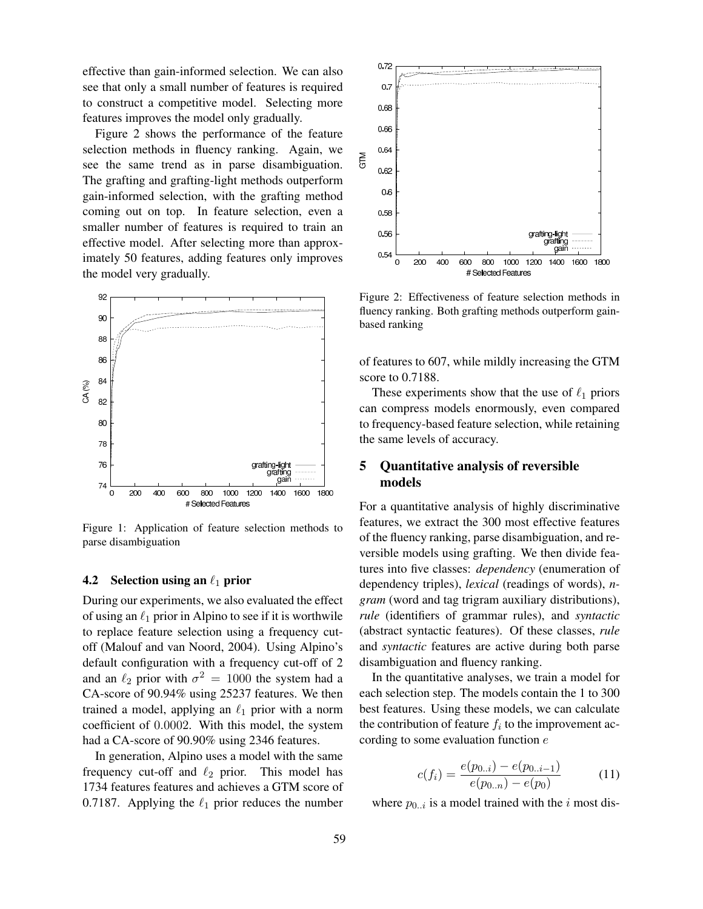effective than gain-informed selection. We can also see that only a small number of features is required to construct a competitive model. Selecting more features improves the model only gradually.

Figure 2 shows the performance of the feature selection methods in fluency ranking. Again, we see the same trend as in parse disambiguation. The grafting and grafting-light methods outperform gain-informed selection, with the grafting method coming out on top. In feature selection, even a smaller number of features is required to train an effective model. After selecting more than approximately 50 features, adding features only improves the model very gradually.

Figure 1: Application of feature selection methods to parse disambiguation

Figure 2: Effectiveness of feature selection methods in fluency ranking. Both grafting methods outperform gain-based ranking

### 4.2 Selection using an $\ell_1$ prior

During our experiments, we also evaluated the effect of using an $\ell_1$ prior in Alpino to see if it is worthwhile to replace feature selection using a frequency cutoff (Malouf and van Noord, 2004). Using Alpino's default configuration with a frequency cut-off of 2 and an $\ell_2$ prior with $\sigma^2 = 1000$ the system had a CA-score of 90.94% using 25237 features. We then trained a model, applying an $\ell_1$ prior with a norm coefficient of $0.0002$. With this model, the system had a CA-score of 90.90% using 2346 features.

In generation, Alpino uses a model with the same frequency cut-off and $\ell_2$ prior. This model has 1734 features features and achieves a GTM score of 0.7187. Applying the $\ell_1$ prior reduces the number of features to 607, while mildly increasing the GTM score to 0.7188.

These experiments show that the use of $\ell_1$ priors can compress models enormously, even compared to frequency-based feature selection, while retaining the same levels of accuracy.

## 5 Quantitative analysis of reversible models

For a quantitative analysis of highly discriminative features, we extract the 300 most effective features of the fluency ranking, parse disambiguation, and reversible models using grafting. We then divide features into five classes: *dependency* (enumeration of dependency triples), *lexical* (readings of words), *n-gram* (word and tag trigram auxiliary distributions), *rule* (identifiers of grammar rules), and *syntactic* (abstract syntactic features). Of these classes, *rule* and *syntactic* features are active during both parse disambiguation and fluency ranking.

In the quantitative analyses, we train a model for each selection step. The models contain the 1 to 300 best features. Using these models, we can calculate the contribution of feature $f_i$ to the improvement according to some evaluation function $e$

$$c(f_i) = \frac{e(p_{0..i}) - e(p_{0..i-1})}{e(p_{0..n}) - e(p_0)} \tag{11}$$

where $p_{0..i}$ is a model trained with the $i$ most dis-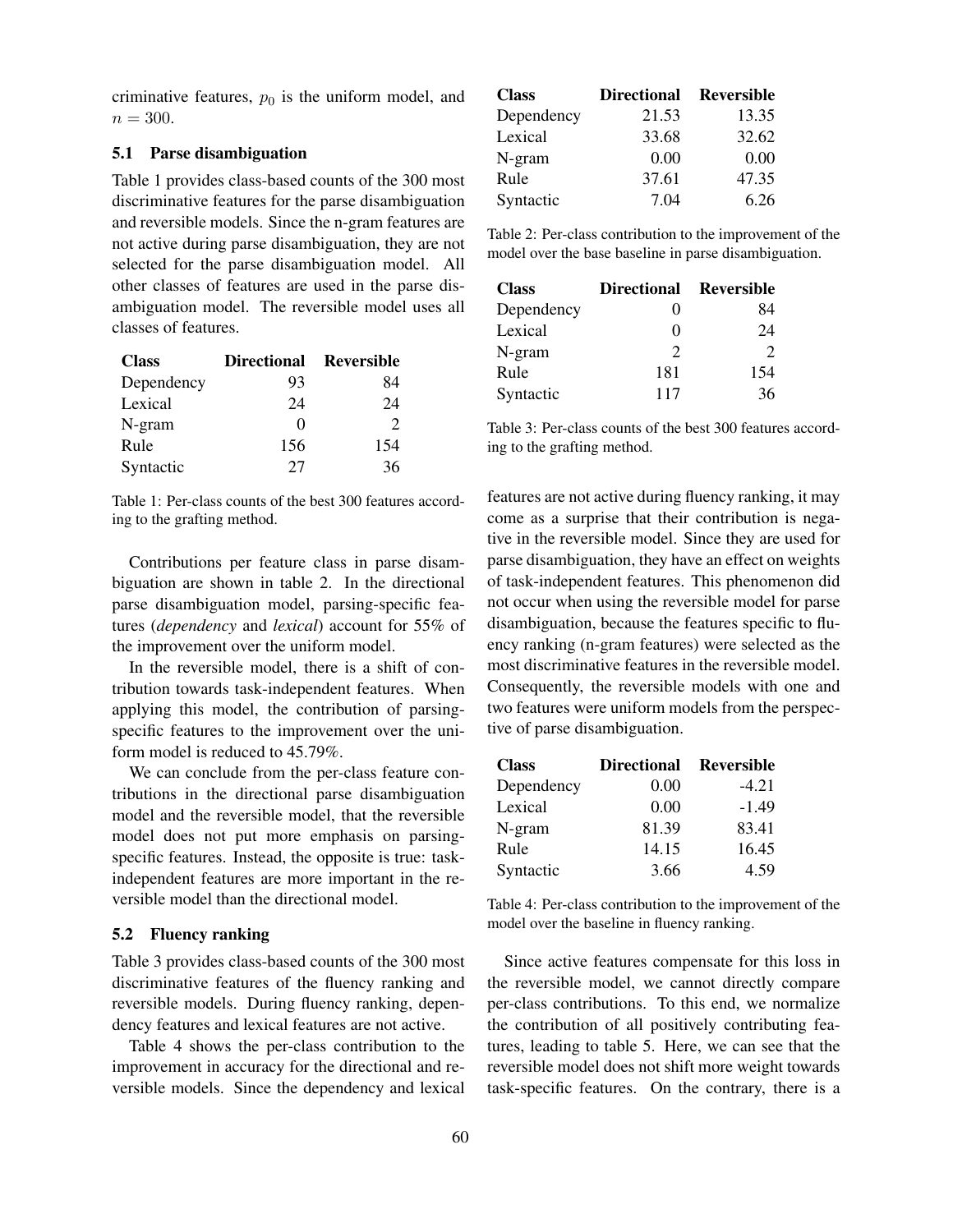criminative features, $p_0$ is the uniform model, and $n = 300$.

### 5.1 Parse disambiguation

Table 1 provides class-based counts of the 300 most discriminative features for the parse disambiguation and reversible models. Since the n-gram features are not active during parse disambiguation, they are not selected for the parse disambiguation model. All other classes of features are used in the parse disambiguation model. The reversible model uses all classes of features.

| Class | Directional | Reversible |
|---|---|---|
| Dependency | 93 | 84 |
| Lexical | 24 | 24 |
| N-gram | 0 | 2 |
| Rule | 156 | 154 |
| Syntactic | 27 | 36 |

Table 1: Per-class counts of the best 300 features according to the grafting method.

Contributions per feature class in parse disambiguation are shown in table 2. In the directional parse disambiguation model, parsing-specific features (*dependency* and *lexical*) account for 55% of the improvement over the uniform model.

In the reversible model, there is a shift of contribution towards task-independent features. When applying this model, the contribution of parsing-specific features to the improvement over the uniform model is reduced to 45.79%.

We can conclude from the per-class feature contributions in the directional parse disambiguation model and the reversible model, that the reversible model does not put more emphasis on parsing-specific features. Instead, the opposite is true: task-independent features are more important in the reversible model than the directional model.

| Class | Directional | Reversible |
|---|---|---|
| Dependency | 21.53 | 13.35 |
| Lexical | 33.68 | 32.62 |
| N-gram | 0.00 | 0.00 |
| Rule | 37.61 | 47.35 |
| Syntactic | 7.04 | 6.26 |

Table 2: Per-class contribution to the improvement of the model over the base baseline in parse disambiguation.

### 5.2 Fluency ranking

Table 3 provides class-based counts of the 300 most discriminative features of the fluency ranking and reversible models. During fluency ranking, dependency features and lexical features are not active.

| Class | Directional | Reversible |
|---|---|---|
| Dependency | 0 | 84 |
| Lexical | 0 | 24 |
| N-gram | 2 | 2 |
| Rule | 181 | 154 |
| Syntactic | 117 | 36 |

Table 3: Per-class counts of the best 300 features according to the grafting method.

Table 4 shows the per-class contribution to the improvement in accuracy for the directional and reversible models. Since the dependency and lexical features are not active during fluency ranking, it may come as a surprise that their contribution is negative in the reversible model. Since they are used for parse disambiguation, they have an effect on weights of task-independent features. This phenomenon did not occur when using the reversible model for parse disambiguation, because the features specific to fluency ranking (n-gram features) were selected as the most discriminative features in the reversible model. Consequently, the reversible models with one and two features were uniform models from the perspective of parse disambiguation.

| Class | Directional | Reversible |
|---|---|---|
| Dependency | 0.00 | -4.21 |
| Lexical | 0.00 | -1.49 |
| N-gram | 81.39 | 83.41 |
| Rule | 14.15 | 16.45 |
| Syntactic | 3.66 | 4.59 |

Table 4: Per-class contribution to the improvement of the model over the baseline in fluency ranking.

Since active features compensate for this loss in the reversible model, we cannot directly compare per-class contributions. To this end, we normalize the contribution of all positively contributing features, leading to table 5. Here, we can see that the reversible model does not shift more weight towards task-specific features. On the contrary, there is a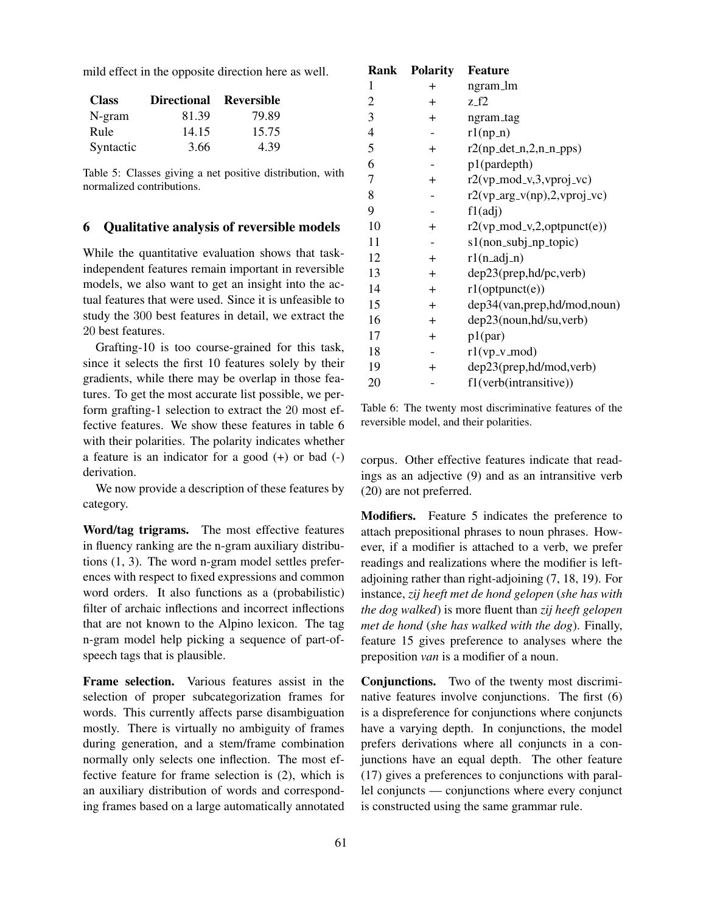mild effect in the opposite direction here as well.

| Class | Directional | Reversible |
|---|---|---|
| N-gram | 81.39 | 79.89 |
| Rule | 14.15 | 15.75 |
| Syntactic | 3.66 | 4.39 |

Table 5: Classes giving a net positive distribution, with normalized contributions.

## 6 Qualitative analysis of reversible models

While the quantitative evaluation shows that task-independent features remain important in reversible models, we also want to get an insight into the actual features that were used. Since it is unfeasible to study the 300 best features in detail, we extract the 20 best features.

Grafting-10 is too course-grained for this task, since it selects the first 10 features solely by their gradients, while there may be overlap in those features. To get the most accurate list possible, we perform grafting-1 selection to extract the 20 most effective features. We show these features in table 6 with their polarities. The polarity indicates whether a feature is an indicator for a good (+) or bad (-) derivation.

We now provide a description of these features by category.

**Word/tag trigrams.** The most effective features in fluency ranking are the n-gram auxiliary distributions (1, 3). The word n-gram model settles preferences with respect to fixed expressions and common word orders. It also functions as a (probabilistic) filter of archaic inflections and incorrect inflections that are not known to the Alpino lexicon. The tag n-gram model help picking a sequence of part-of-speech tags that is plausible.

**Frame selection.** Various features assist in the selection of proper subcategorization frames for words. This currently affects parse disambiguation mostly. There is virtually no ambiguity of frames during generation, and a stem/frame combination normally only selects one inflection. The most effective feature for frame selection is (2), which is an auxiliary distribution of words and corresponding frames based on a large automatically annotated corpus. Other effective features indicate that readings as an adjective (9) and as an intransitive verb (20) are not preferred.

| Rank | Polarity | Feature |
|---|---|---|
| 1 | + | ngram_lm |
| 2 | + | z_f2 |
| 3 | + | ngram_tag |
| 4 | - | r1(np_n) |
| 5 | + | r2(np_det_n,2,n_n_pps) |
| 6 | - | p1(pardepth) |
| 7 | + | r2(vp_mod_v,3,vproj_vc) |
| 8 | - | r2(vp_arg_v(np),2,vproj_vc) |
| 9 | - | f1(adj) |
| 10 | + | r2(vp_mod_v,2,optpunct(e)) |
| 11 | - | s1(non_subj_np_topic) |
| 12 | + | r1(n_adj_n) |
| 13 | + | dep23(prep,hd/pc,verb) |
| 14 | + | r1(optpunct(e)) |
| 15 | + | dep34(van,prep,hd/mod,noun) |
| 16 | + | dep23(noun,hd/su,verb) |
| 17 | + | p1(par) |
| 18 | - | r1(vp_v_mod) |
| 19 | + | dep23(prep,hd/mod,verb) |
| 20 | - | f1(verb(intransitive)) |

Table 6: The twenty most discriminative features of the reversible model, and their polarities.

**Modifiers.** Feature 5 indicates the preference to attach prepositional phrases to noun phrases. However, if a modifier is attached to a verb, we prefer readings and realizations where the modifier is left-adjoining rather than right-adjoining (7, 18, 19). For instance, *zij heeft met de hond gelopen* (*she has with the dog walked*) is more fluent than *zij heeft gelopen met de hond* (*she has walked with the dog*). Finally, feature 15 gives preference to analyses where the preposition *van* is a modifier of a noun.

**Conjunctions.** Two of the twenty most discriminative features involve conjunctions. The first (6) is a dispreference for conjunctions where conjuncts have a varying depth. In conjunctions, the model prefers derivations where all conjuncts in a conjunctions have an equal depth. The other feature (17) gives a preferences to conjunctions with parallel conjuncts — conjunctions where every conjunct is constructed using the same grammar rule.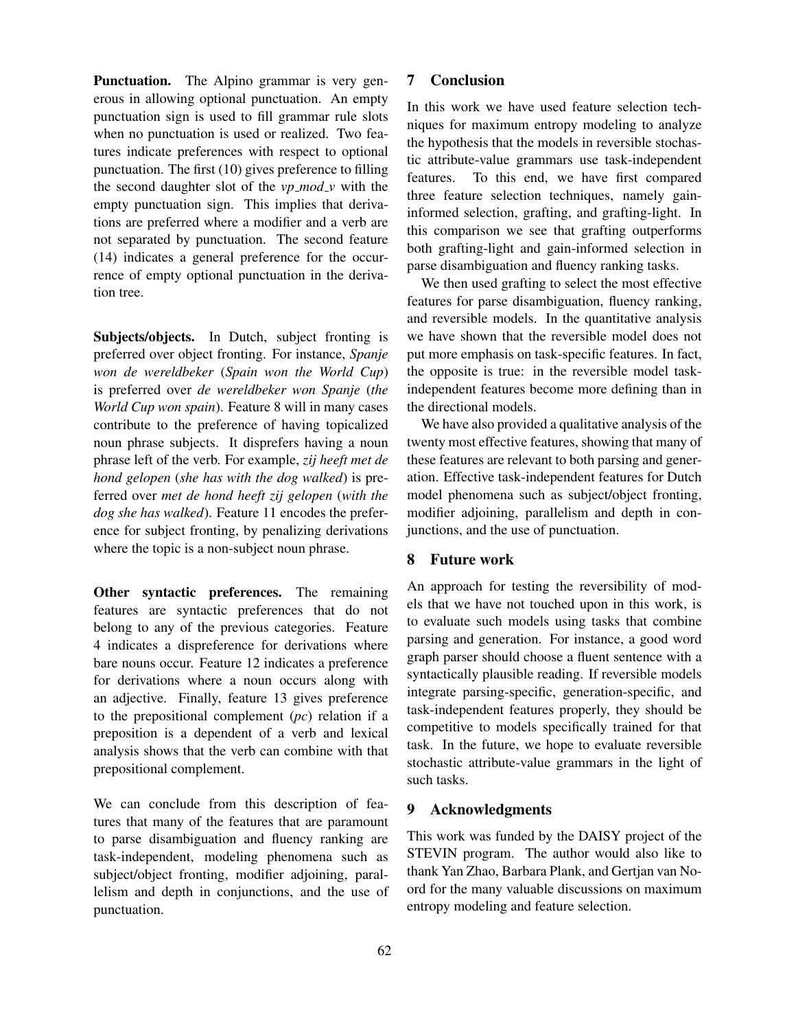**Punctuation.** The Alpino grammar is very generous in allowing optional punctuation. An empty punctuation sign is used to fill grammar rule slots when no punctuation is used or realized. Two features indicate preferences with respect to optional punctuation. The first (10) gives preference to filling the second daughter slot of the *vp_mod_v* with the empty punctuation sign. This implies that derivations are preferred where a modifier and a verb are not separated by punctuation. The second feature (14) indicates a general preference for the occurrence of empty optional punctuation in the derivation tree.

**Subjects/objects.** In Dutch, subject fronting is preferred over object fronting. For instance, *Spanje won de wereldbeker* (*Spain won the World Cup*) is preferred over *de wereldbeker won Spanje* (*the World Cup won spain*). Feature 8 will in many cases contribute to the preference of having topicalized noun phrase subjects. It disprefers having a noun phrase left of the verb. For example, *zij heeft met de hond gelopen* (*she has with the dog walked*) is preferred over *met de hond heeft zij gelopen* (*with the dog she has walked*). Feature 11 encodes the preference for subject fronting, by penalizing derivations where the topic is a non-subject noun phrase.

**Other syntactic preferences.** The remaining features are syntactic preferences that do not belong to any of the previous categories. Feature 4 indicates a dispreference for derivations where bare nouns occur. Feature 12 indicates a preference for derivations where a noun occurs along with an adjective. Finally, feature 13 gives preference to the prepositional complement (*pc*) relation if a preposition is a dependent of a verb and lexical analysis shows that the verb can combine with that prepositional complement.

We can conclude from this description of features that many of the features that are paramount to parse disambiguation and fluency ranking are task-independent, modeling phenomena such as subject/object fronting, modifier adjoining, parallelism and depth in conjunctions, and the use of punctuation.

## 7 Conclusion

In this work we have used feature selection techniques for maximum entropy modeling to analyze the hypothesis that the models in reversible stochastic attribute-value grammars use task-independent features. To this end, we have first compared three feature selection techniques, namely gain-informed selection, grafting, and grafting-light. In this comparison we see that grafting outperforms both grafting-light and gain-informed selection in parse disambiguation and fluency ranking tasks.

We then used grafting to select the most effective features for parse disambiguation, fluency ranking, and reversible models. In the quantitative analysis we have shown that the reversible model does not put more emphasis on task-specific features. In fact, the opposite is true: in the reversible model task-independent features become more defining than in the directional models.

We have also provided a qualitative analysis of the twenty most effective features, showing that many of these features are relevant to both parsing and generation. Effective task-independent features for Dutch model phenomena such as subject/object fronting, modifier adjoining, parallelism and depth in conjunctions, and the use of punctuation.

## 8 Future work

An approach for testing the reversibility of models that we have not touched upon in this work, is to evaluate such models using tasks that combine parsing and generation. For instance, a good word graph parser should choose a fluent sentence with a syntactically plausible reading. If reversible models integrate parsing-specific, generation-specific, and task-independent features properly, they should be competitive to models specifically trained for that task. In the future, we hope to evaluate reversible stochastic attribute-value grammars in the light of such tasks.

## 9 Acknowledgments

This work was funded by the DAISY project of the STEVIN program. The author would also like to thank Yan Zhao, Barbara Plank, and Gertjan van Noord for the many valuable discussions on maximum entropy modeling and feature selection.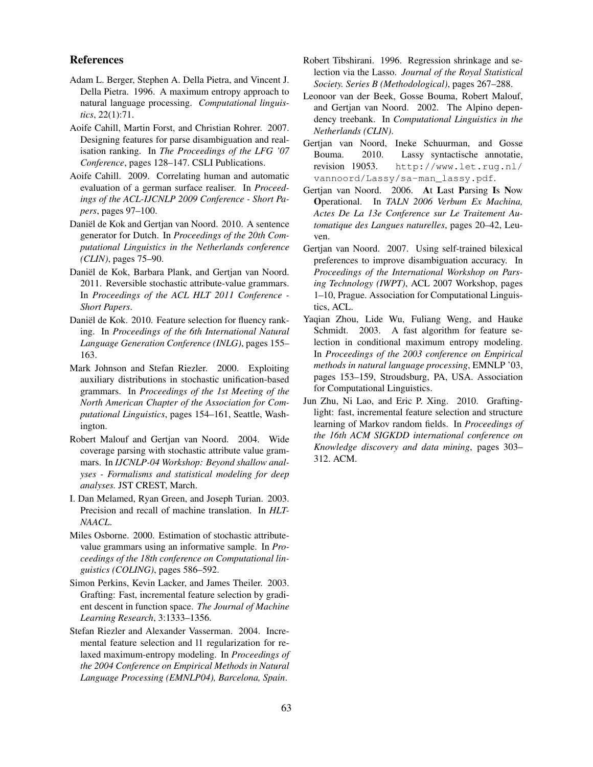## References

Adam L. Berger, Stephen A. Della Pietra, and Vincent J. Della Pietra. 1996. A maximum entropy approach to natural language processing. *Computational linguistics*, 22(1):71.

Aoife Cahill, Martin Forst, and Christian Rohrer. 2007. Designing features for parse disambiguation and realisation ranking. In *The Proceedings of the LFG '07 Conference*, pages 128–147. CSLI Publications.

Aoife Cahill. 2009. Correlating human and automatic evaluation of a german surface realiser. In *Proceedings of the ACL-IJCNLP 2009 Conference - Short Papers*, pages 97–100.

Daniël de Kok and Gertjan van Noord. 2010. A sentence generator for Dutch. In *Proceedings of the 20th Computational Linguistics in the Netherlands conference (CLIN)*, pages 75–90.

Daniël de Kok, Barbara Plank, and Gertjan van Noord. 2011. Reversible stochastic attribute-value grammars. In *Proceedings of the ACL HLT 2011 Conference - Short Papers*.

Daniël de Kok. 2010. Feature selection for fluency ranking. In *Proceedings of the 6th International Natural Language Generation Conference (INLG)*, pages 155–163.

Mark Johnson and Stefan Riezler. 2000. Exploiting auxiliary distributions in stochastic unification-based grammars. In *Proceedings of the 1st Meeting of the North American Chapter of the Association for Computational Linguistics*, pages 154–161, Seattle, Washington.

Robert Malouf and Gertjan van Noord. 2004. Wide coverage parsing with stochastic attribute value grammars. In *IJCNLP-04 Workshop: Beyond shallow analyses - Formalisms and statistical modeling for deep analyses.* JST CREST, March.

I. Dan Melamed, Ryan Green, and Joseph Turian. 2003. Precision and recall of machine translation. In *HLT-NAACL*.

Miles Osborne. 2000. Estimation of stochastic attribute-value grammars using an informative sample. In *Proceedings of the 18th conference on Computational linguistics (COLING)*, pages 586–592.

Simon Perkins, Kevin Lacker, and James Theiler. 2003. Grafting: Fast, incremental feature selection by gradient descent in function space. *The Journal of Machine Learning Research*, 3:1333–1356.

Stefan Riezler and Alexander Vasserman. 2004. Incremental feature selection and l1 regularization for relaxed maximum-entropy modeling. In *Proceedings of the 2004 Conference on Empirical Methods in Natural Language Processing (EMNLP04), Barcelona, Spain*.

Robert Tibshirani. 1996. Regression shrinkage and selection via the Lasso. *Journal of the Royal Statistical Society. Series B (Methodological)*, pages 267–288.

Leonoor van der Beek, Gosse Bouma, Robert Malouf, and Gertjan van Noord. 2002. The Alpino dependency treebank. In *Computational Linguistics in the Netherlands (CLIN)*.

Gertjan van Noord, Ineke Schuurman, and Gosse Bouma. 2010. Lassy syntactische annotatie, revision 19053. `http://www.let.rug.nl/vannoord/Lassy/sa-man_lassy.pdf`.

Gertjan van Noord. 2006. **A**t **L**ast **P**arsing **I**s **N**ow **O**perational. In *TALN 2006 Verbum Ex Machina, Actes De La 13e Conference sur Le Traitement Automatique des Langues naturelles*, pages 20–42, Leuven.

Gertjan van Noord. 2007. Using self-trained bilexical preferences to improve disambiguation accuracy. In *Proceedings of the International Workshop on Parsing Technology (IWPT)*, ACL 2007 Workshop, pages 1–10, Prague. Association for Computational Linguistics, ACL.

Yaqian Zhou, Lide Wu, Fuliang Weng, and Hauke Schmidt. 2003. A fast algorithm for feature selection in conditional maximum entropy modeling. In *Proceedings of the 2003 conference on Empirical methods in natural language processing*, EMNLP '03, pages 153–159, Stroudsburg, PA, USA. Association for Computational Linguistics.

Jun Zhu, Ni Lao, and Eric P. Xing. 2010. Grafting-light: fast, incremental feature selection and structure learning of Markov random fields. In *Proceedings of the 16th ACM SIGKDD international conference on Knowledge discovery and data mining*, pages 303–312. ACM.